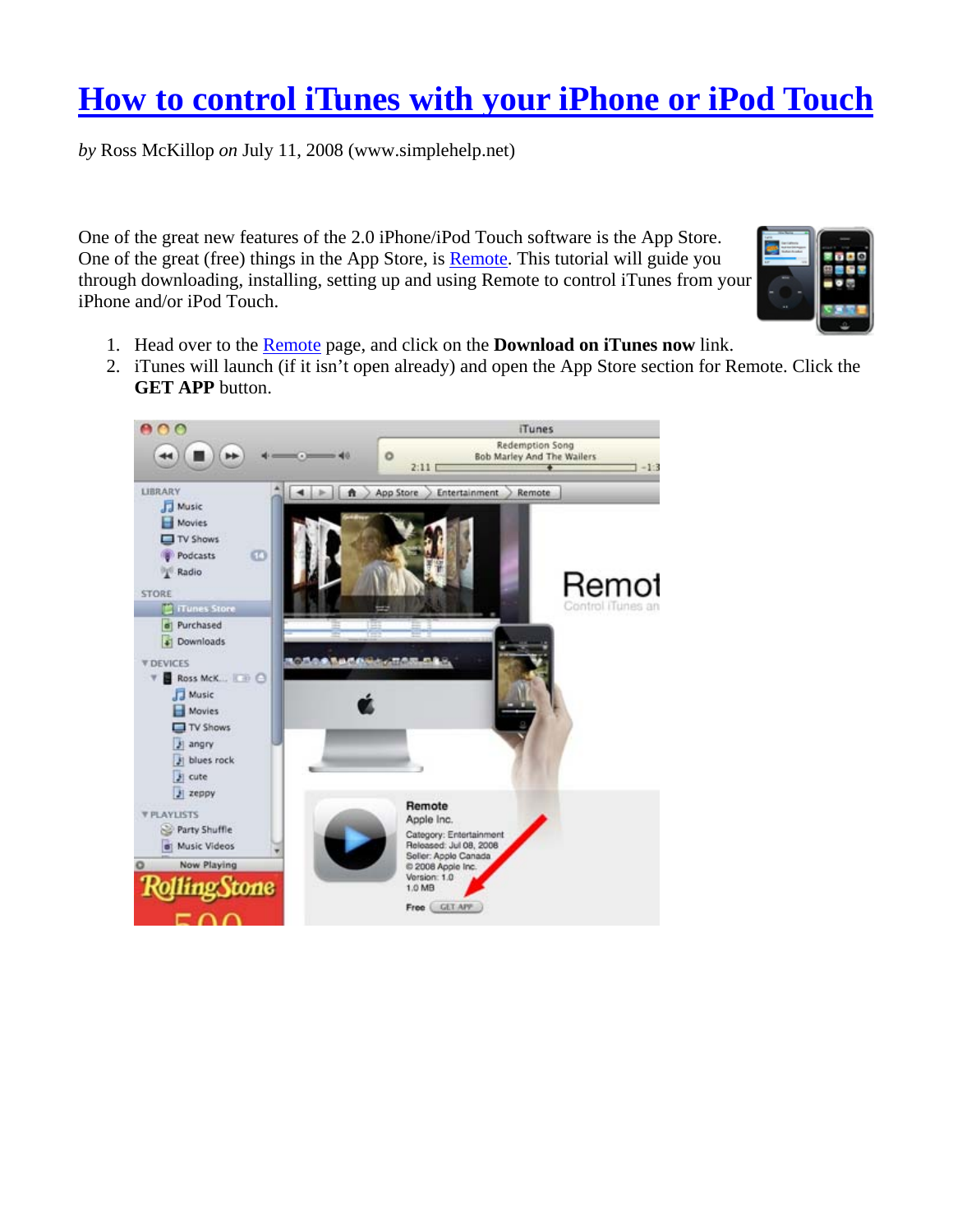# How to control iTunes with your iPhone or iPod Touch

*by* Ross McKillop *on* July 11, 2008 (www.simplehelp.net)

One of the great new features of the 2.0 iPhone/iPod Touch software is the App Store. One of the great (free) things in the App Store, is Remote. This tutorial will guide you through downloading, installing, setting up and using Remote to control iTunes from your iPhone and/or iPod Touch.

1. Head over to the Remote page, and click on the **Download on iTunes now** link.
2. iTunes will launch (if it isn't open already) and open the App Store section for Remote. Click the **GET APP** button.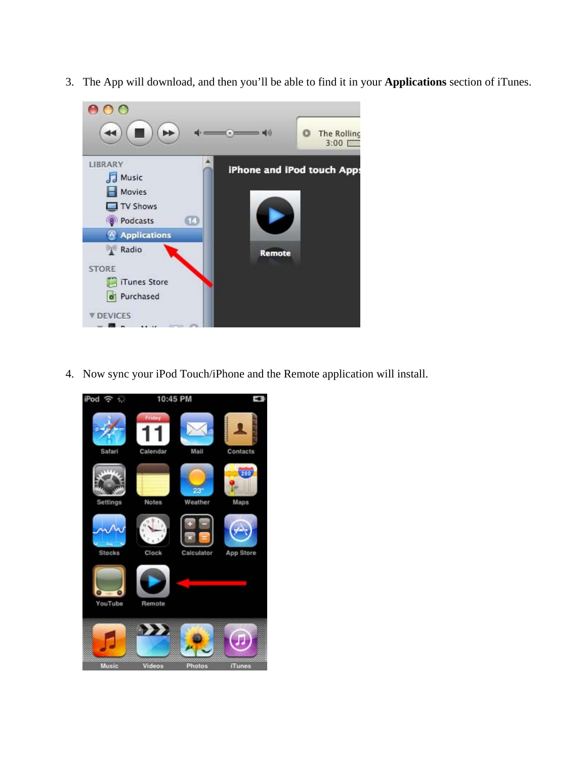3. The App will download, and then you'll be able to find it in your **Applications** section of iTunes.

4. Now sync your iPod Touch/iPhone and the Remote application will install.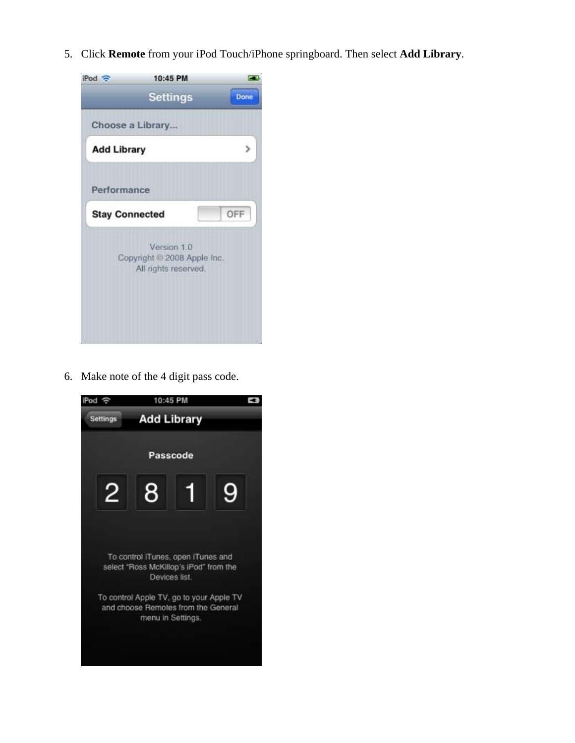5. Click **Remote** from your iPod Touch/iPhone springboard. Then select **Add Library**.

6. Make note of the 4 digit pass code.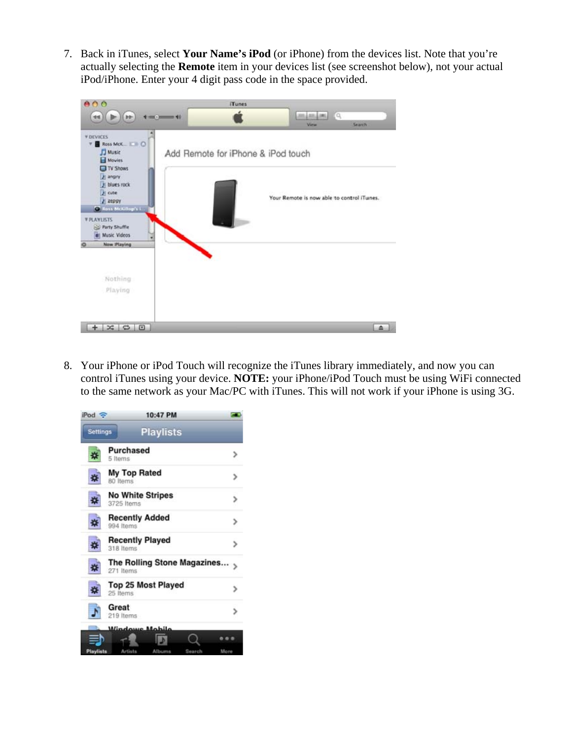7. Back in iTunes, select **Your Name's iPod** (or iPhone) from the devices list. Note that you're actually selecting the **Remote** item in your devices list (see screenshot below), not your actual iPod/iPhone. Enter your 4 digit pass code in the space provided.

8. Your iPhone or iPod Touch will recognize the iTunes library immediately, and now you can control iTunes using your device. **NOTE:** your iPhone/iPod Touch must be using WiFi connected to the same network as your Mac/PC with iTunes. This will not work if your iPhone is using 3G.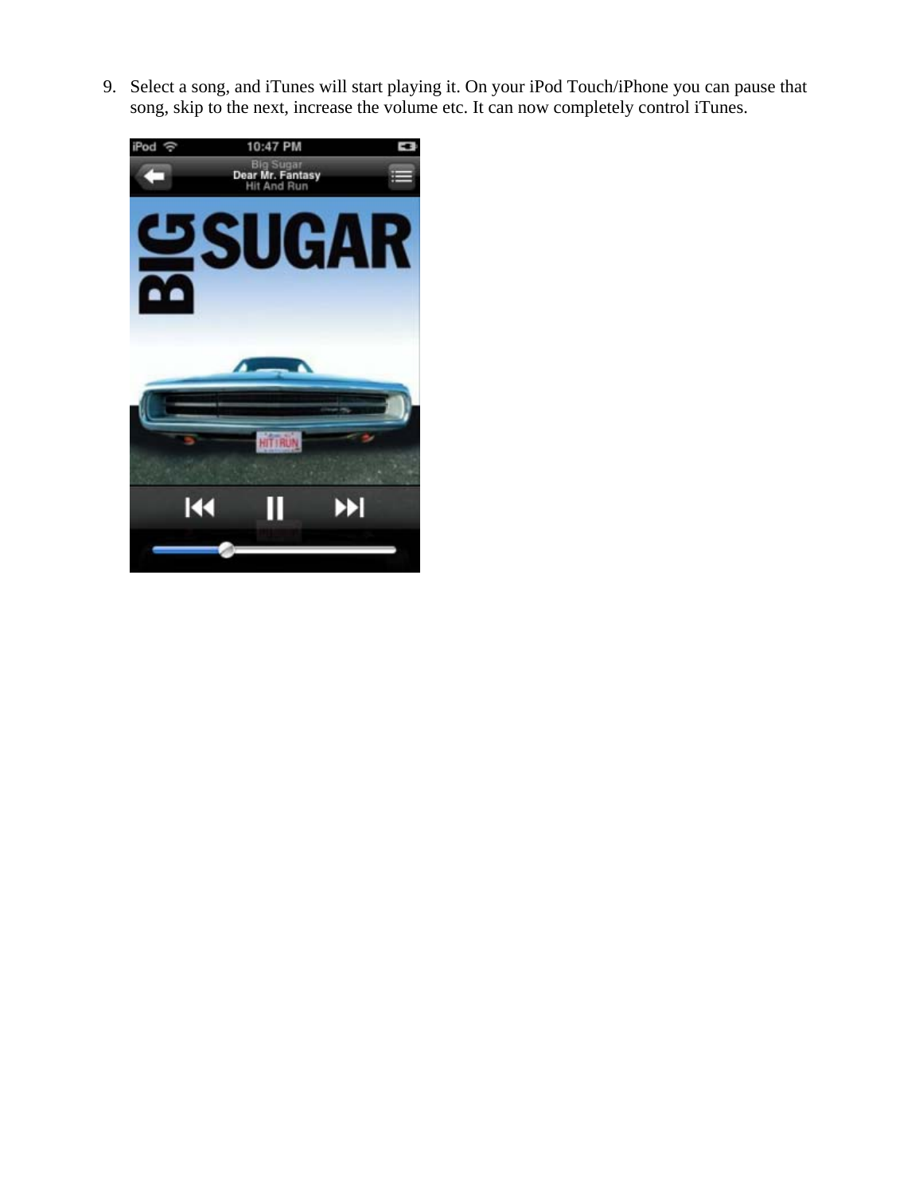9. Select a song, and iTunes will start playing it. On your iPod Touch/iPhone you can pause that song, skip to the next, increase the volume etc. It can now completely control iTunes.